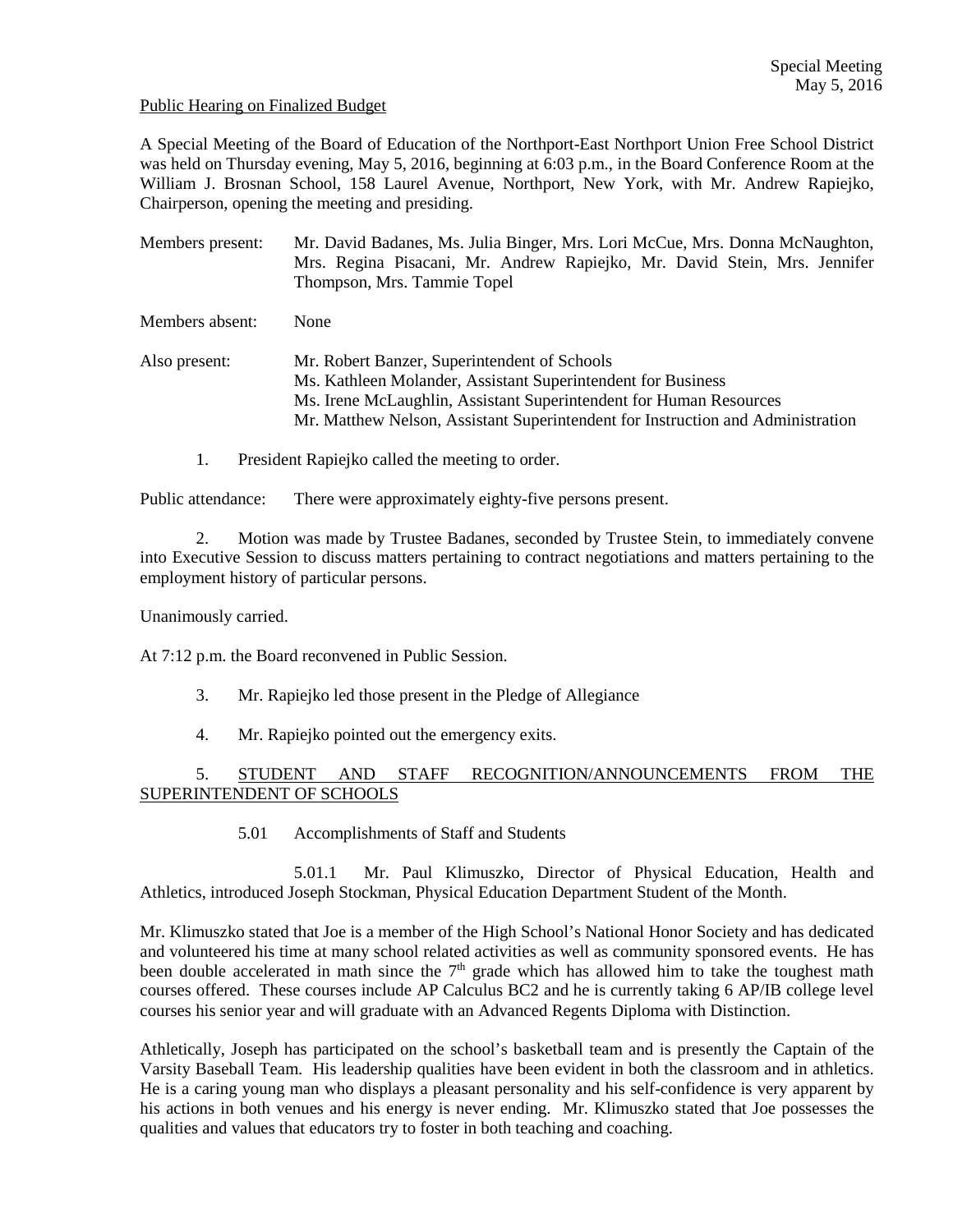Special Meeting
May 5, 2016

Public Hearing on Finalized Budget

A Special Meeting of the Board of Education of the Northport-East Northport Union Free School District was held on Thursday evening, May 5, 2016, beginning at 6:03 p.m., in the Board Conference Room at the William J. Brosnan School, 158 Laurel Avenue, Northport, New York, with Mr. Andrew Rapiejko, Chairperson, opening the meeting and presiding.

Members present: Mr. David Badanes, Ms. Julia Binger, Mrs. Lori McCue, Mrs. Donna McNaughton, Mrs. Regina Pisacani, Mr. Andrew Rapiejko, Mr. David Stein, Mrs. Jennifer Thompson, Mrs. Tammie Topel

Members absent: None

Also present: Mr. Robert Banzer, Superintendent of Schools
Ms. Kathleen Molander, Assistant Superintendent for Business
Ms. Irene McLaughlin, Assistant Superintendent for Human Resources
Mr. Matthew Nelson, Assistant Superintendent for Instruction and Administration

1. President Rapiejko called the meeting to order.

Public attendance: There were approximately eighty-five persons present.

2. Motion was made by Trustee Badanes, seconded by Trustee Stein, to immediately convene into Executive Session to discuss matters pertaining to contract negotiations and matters pertaining to the employment history of particular persons.

Unanimously carried.

At 7:12 p.m. the Board reconvened in Public Session.

3. Mr. Rapiejko led those present in the Pledge of Allegiance

4. Mr. Rapiejko pointed out the emergency exits.

5. STUDENT AND STAFF RECOGNITION/ANNOUNCEMENTS FROM THE SUPERINTENDENT OF SCHOOLS

5.01 Accomplishments of Staff and Students

5.01.1 Mr. Paul Klimuszko, Director of Physical Education, Health and Athletics, introduced Joseph Stockman, Physical Education Department Student of the Month.

Mr. Klimuszko stated that Joe is a member of the High School's National Honor Society and has dedicated and volunteered his time at many school related activities as well as community sponsored events. He has been double accelerated in math since the 7th grade which has allowed him to take the toughest math courses offered. These courses include AP Calculus BC2 and he is currently taking 6 AP/IB college level courses his senior year and will graduate with an Advanced Regents Diploma with Distinction.

Athletically, Joseph has participated on the school's basketball team and is presently the Captain of the Varsity Baseball Team. His leadership qualities have been evident in both the classroom and in athletics. He is a caring young man who displays a pleasant personality and his self-confidence is very apparent by his actions in both venues and his energy is never ending. Mr. Klimuszko stated that Joe possesses the qualities and values that educators try to foster in both teaching and coaching.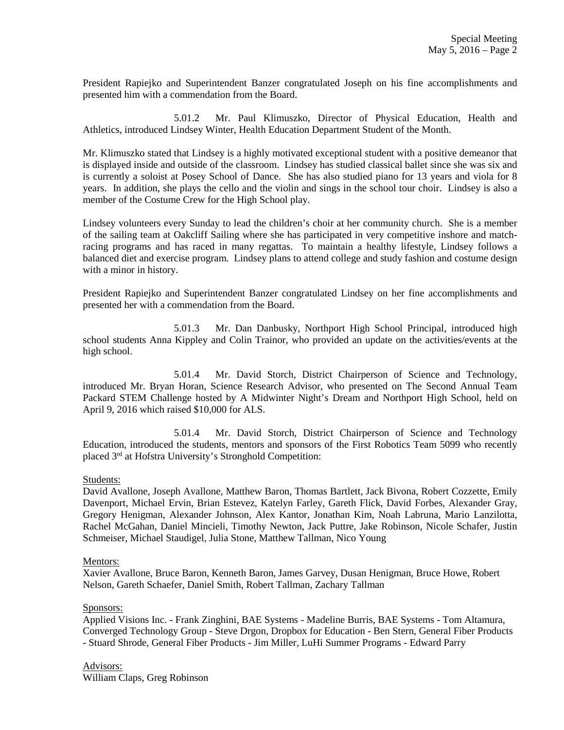President Rapiejko and Superintendent Banzer congratulated Joseph on his fine accomplishments and presented him with a commendation from the Board.

5.01.2 Mr. Paul Klimuszko, Director of Physical Education, Health and Athletics, introduced Lindsey Winter, Health Education Department Student of the Month.

Mr. Klimuszko stated that Lindsey is a highly motivated exceptional student with a positive demeanor that is displayed inside and outside of the classroom. Lindsey has studied classical ballet since she was six and is currently a soloist at Posey School of Dance. She has also studied piano for 13 years and viola for 8 years. In addition, she plays the cello and the violin and sings in the school tour choir. Lindsey is also a member of the Costume Crew for the High School play.

Lindsey volunteers every Sunday to lead the children's choir at her community church. She is a member of the sailing team at Oakcliff Sailing where she has participated in very competitive inshore and match-racing programs and has raced in many regattas. To maintain a healthy lifestyle, Lindsey follows a balanced diet and exercise program. Lindsey plans to attend college and study fashion and costume design with a minor in history.

President Rapiejko and Superintendent Banzer congratulated Lindsey on her fine accomplishments and presented her with a commendation from the Board.

5.01.3 Mr. Dan Danbusky, Northport High School Principal, introduced high school students Anna Kippley and Colin Trainor, who provided an update on the activities/events at the high school.

5.01.4 Mr. David Storch, District Chairperson of Science and Technology, introduced Mr. Bryan Horan, Science Research Advisor, who presented on The Second Annual Team Packard STEM Challenge hosted by A Midwinter Night's Dream and Northport High School, held on April 9, 2016 which raised $10,000 for ALS.

5.01.4 Mr. David Storch, District Chairperson of Science and Technology Education, introduced the students, mentors and sponsors of the First Robotics Team 5099 who recently placed 3rd at Hofstra University's Stronghold Competition:

Students:
David Avallone, Joseph Avallone, Matthew Baron, Thomas Bartlett, Jack Bivona, Robert Cozzette, Emily Davenport, Michael Ervin, Brian Estevez, Katelyn Farley, Gareth Flick, David Forbes, Alexander Gray, Gregory Henigman, Alexander Johnson, Alex Kantor, Jonathan Kim, Noah Labruna, Mario Lanzilotta, Rachel McGahan, Daniel Mincieli, Timothy Newton, Jack Puttre, Jake Robinson, Nicole Schafer, Justin Schmeiser, Michael Staudigel, Julia Stone, Matthew Tallman, Nico Young

Mentors:
Xavier Avallone, Bruce Baron, Kenneth Baron, James Garvey, Dusan Henigman, Bruce Howe, Robert Nelson, Gareth Schaefer, Daniel Smith, Robert Tallman, Zachary Tallman

Sponsors:
Applied Visions Inc. - Frank Zinghini, BAE Systems - Madeline Burris, BAE Systems - Tom Altamura, Converged Technology Group - Steve Drgon, Dropbox for Education - Ben Stern, General Fiber Products - Stuard Shrode, General Fiber Products - Jim Miller, LuHi Summer Programs - Edward Parry

Advisors:
William Claps, Greg Robinson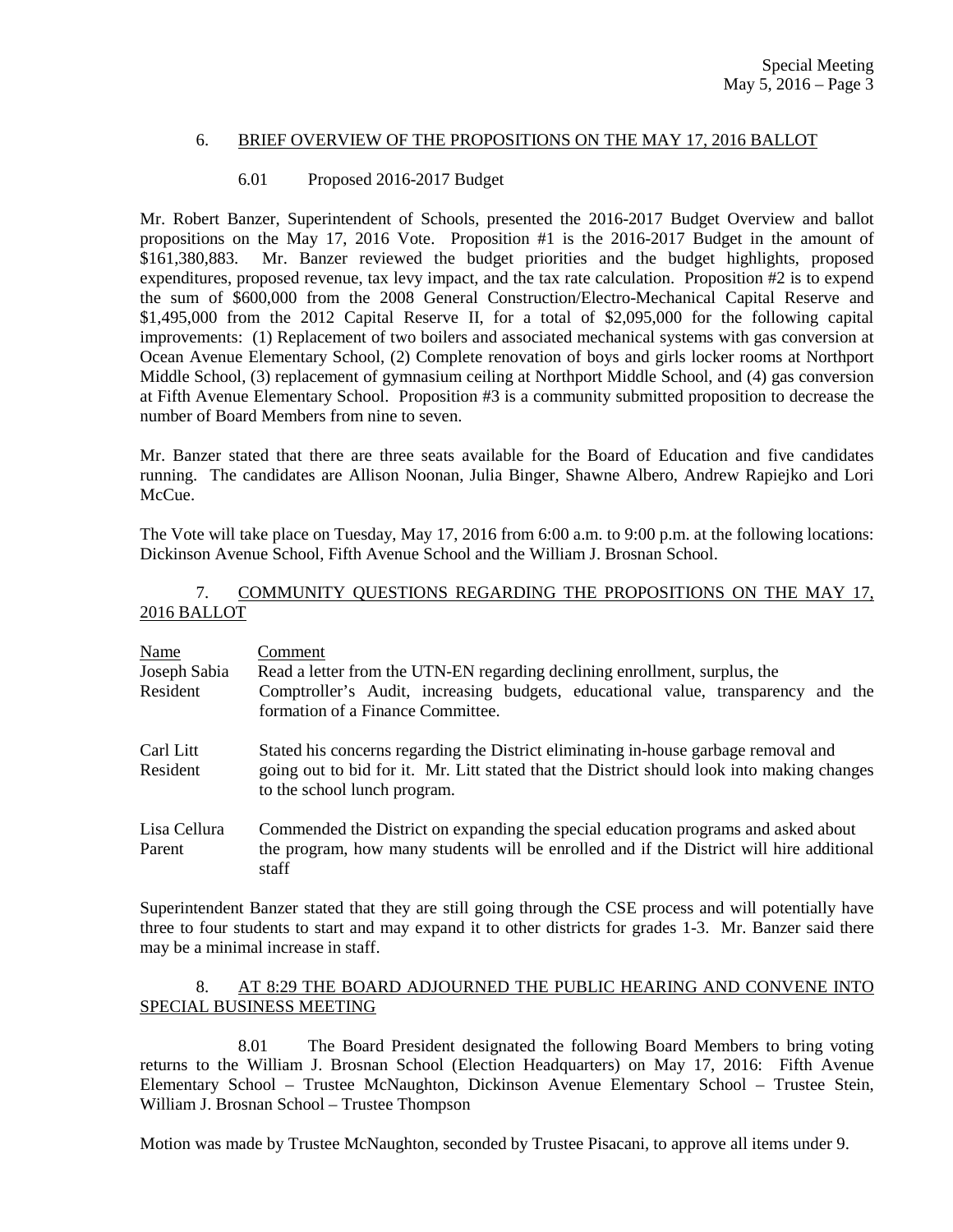## 6. BRIEF OVERVIEW OF THE PROPOSITIONS ON THE MAY 17, 2016 BALLOT

### 6.01 Proposed 2016-2017 Budget

Mr. Robert Banzer, Superintendent of Schools, presented the 2016-2017 Budget Overview and ballot propositions on the May 17, 2016 Vote. Proposition #1 is the 2016-2017 Budget in the amount of $161,380,883. Mr. Banzer reviewed the budget priorities and the budget highlights, proposed expenditures, proposed revenue, tax levy impact, and the tax rate calculation. Proposition #2 is to expend the sum of $600,000 from the 2008 General Construction/Electro-Mechanical Capital Reserve and $1,495,000 from the 2012 Capital Reserve II, for a total of $2,095,000 for the following capital improvements: (1) Replacement of two boilers and associated mechanical systems with gas conversion at Ocean Avenue Elementary School, (2) Complete renovation of boys and girls locker rooms at Northport Middle School, (3) replacement of gymnasium ceiling at Northport Middle School, and (4) gas conversion at Fifth Avenue Elementary School. Proposition #3 is a community submitted proposition to decrease the number of Board Members from nine to seven.

Mr. Banzer stated that there are three seats available for the Board of Education and five candidates running. The candidates are Allison Noonan, Julia Binger, Shawne Albero, Andrew Rapiejko and Lori McCue.

The Vote will take place on Tuesday, May 17, 2016 from 6:00 a.m. to 9:00 p.m. at the following locations: Dickinson Avenue School, Fifth Avenue School and the William J. Brosnan School.

## 7. COMMUNITY QUESTIONS REGARDING THE PROPOSITIONS ON THE MAY 17, 2016 BALLOT

| Name | Comment |
|---|---|
| Joseph Sabia<br>Resident | Read a letter from the UTN-EN regarding declining enrollment, surplus, the Comptroller's Audit, increasing budgets, educational value, transparency and the formation of a Finance Committee. |
| Carl Litt<br>Resident | Stated his concerns regarding the District eliminating in-house garbage removal and going out to bid for it. Mr. Litt stated that the District should look into making changes to the school lunch program. |
| Lisa Cellura<br>Parent | Commended the District on expanding the special education programs and asked about the program, how many students will be enrolled and if the District will hire additional staff |

Superintendent Banzer stated that they are still going through the CSE process and will potentially have three to four students to start and may expand it to other districts for grades 1-3. Mr. Banzer said there may be a minimal increase in staff.

## 8. AT 8:29 THE BOARD ADJOURNED THE PUBLIC HEARING AND CONVENE INTO SPECIAL BUSINESS MEETING

8.01 The Board President designated the following Board Members to bring voting returns to the William J. Brosnan School (Election Headquarters) on May 17, 2016: Fifth Avenue Elementary School – Trustee McNaughton, Dickinson Avenue Elementary School – Trustee Stein, William J. Brosnan School – Trustee Thompson

Motion was made by Trustee McNaughton, seconded by Trustee Pisacani, to approve all items under 9.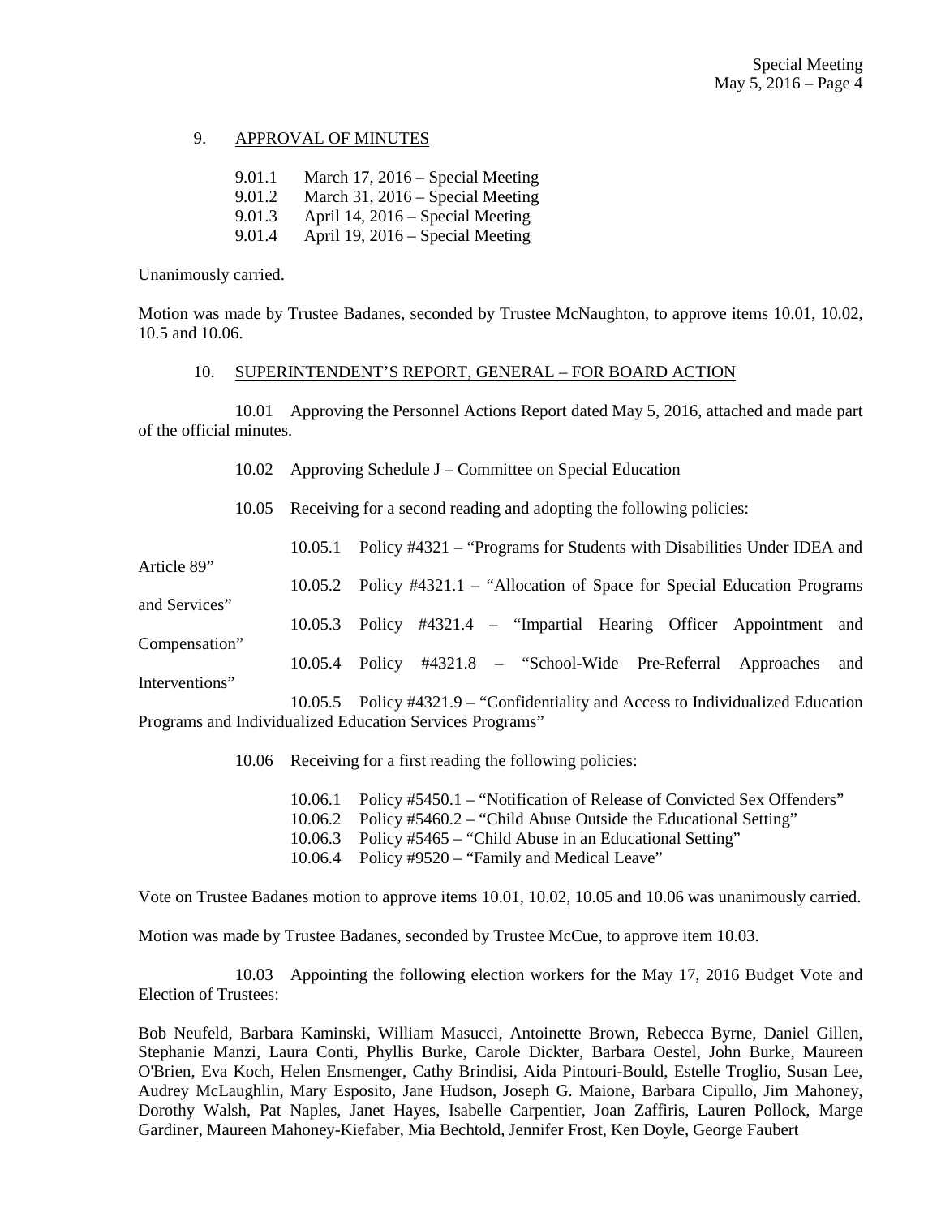9. APPROVAL OF MINUTES

9.01.1 March 17, 2016 – Special Meeting
9.01.2 March 31, 2016 – Special Meeting
9.01.3 April 14, 2016 – Special Meeting
9.01.4 April 19, 2016 – Special Meeting

Unanimously carried.

Motion was made by Trustee Badanes, seconded by Trustee McNaughton, to approve items 10.01, 10.02, 10.5 and 10.06.

10. SUPERINTENDENT'S REPORT, GENERAL – FOR BOARD ACTION

10.01 Approving the Personnel Actions Report dated May 5, 2016, attached and made part of the official minutes.

10.02 Approving Schedule J – Committee on Special Education

10.05 Receiving for a second reading and adopting the following policies:

10.05.1 Policy #4321 – "Programs for Students with Disabilities Under IDEA and Article 89"
10.05.2 Policy #4321.1 – "Allocation of Space for Special Education Programs and Services"
10.05.3 Policy #4321.4 – "Impartial Hearing Officer Appointment and Compensation"
10.05.4 Policy #4321.8 – "School-Wide Pre-Referral Approaches and Interventions"
10.05.5 Policy #4321.9 – "Confidentiality and Access to Individualized Education Programs and Individualized Education Services Programs"

10.06 Receiving for a first reading the following policies:

10.06.1 Policy #5450.1 – "Notification of Release of Convicted Sex Offenders"
10.06.2 Policy #5460.2 – "Child Abuse Outside the Educational Setting"
10.06.3 Policy #5465 – "Child Abuse in an Educational Setting"
10.06.4 Policy #9520 – "Family and Medical Leave"

Vote on Trustee Badanes motion to approve items 10.01, 10.02, 10.05 and 10.06 was unanimously carried.

Motion was made by Trustee Badanes, seconded by Trustee McCue, to approve item 10.03.

10.03 Appointing the following election workers for the May 17, 2016 Budget Vote and Election of Trustees:

Bob Neufeld, Barbara Kaminski, William Masucci, Antoinette Brown, Rebecca Byrne, Daniel Gillen, Stephanie Manzi, Laura Conti, Phyllis Burke, Carole Dickter, Barbara Oestel, John Burke, Maureen O'Brien, Eva Koch, Helen Ensmenger, Cathy Brindisi, Aida Pintouri-Bould, Estelle Troglio, Susan Lee, Audrey McLaughlin, Mary Esposito, Jane Hudson, Joseph G. Maione, Barbara Cipullo, Jim Mahoney, Dorothy Walsh, Pat Naples, Janet Hayes, Isabelle Carpentier, Joan Zaffiris, Lauren Pollock, Marge Gardiner, Maureen Mahoney-Kiefaber, Mia Bechtold, Jennifer Frost, Ken Doyle, George Faubert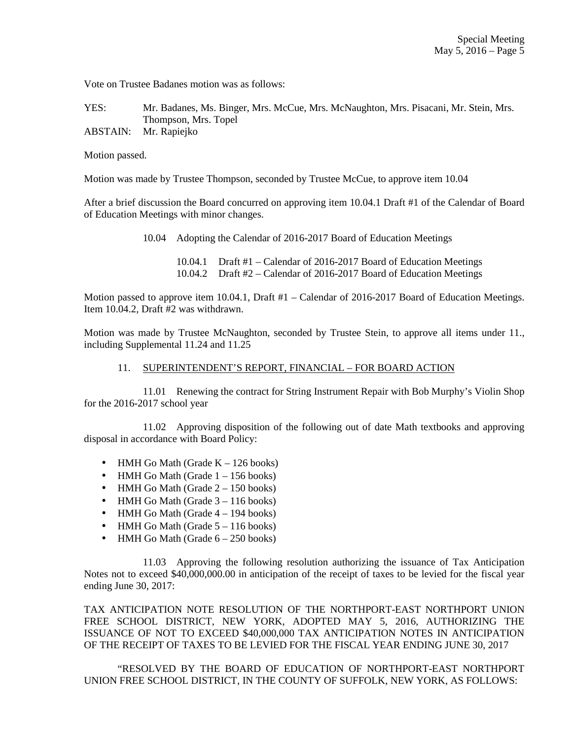Vote on Trustee Badanes motion was as follows:

YES: Mr. Badanes, Ms. Binger, Mrs. McCue, Mrs. McNaughton, Mrs. Pisacani, Mr. Stein, Mrs. Thompson, Mrs. Topel
ABSTAIN: Mr. Rapiejko

Motion passed.

Motion was made by Trustee Thompson, seconded by Trustee McCue, to approve item 10.04

After a brief discussion the Board concurred on approving item 10.04.1 Draft #1 of the Calendar of Board of Education Meetings with minor changes.

10.04 Adopting the Calendar of 2016-2017 Board of Education Meetings

10.04.1 Draft #1 – Calendar of 2016-2017 Board of Education Meetings
10.04.2 Draft #2 – Calendar of 2016-2017 Board of Education Meetings

Motion passed to approve item 10.04.1, Draft #1 – Calendar of 2016-2017 Board of Education Meetings. Item 10.04.2, Draft #2 was withdrawn.

Motion was made by Trustee McNaughton, seconded by Trustee Stein, to approve all items under 11., including Supplemental 11.24 and 11.25

11. SUPERINTENDENT'S REPORT, FINANCIAL – FOR BOARD ACTION

11.01 Renewing the contract for String Instrument Repair with Bob Murphy's Violin Shop for the 2016-2017 school year

11.02 Approving disposition of the following out of date Math textbooks and approving disposal in accordance with Board Policy:

- HMH Go Math (Grade K – 126 books)
- HMH Go Math (Grade 1 – 156 books)
- HMH Go Math (Grade 2 – 150 books)
- HMH Go Math (Grade 3 – 116 books)
- HMH Go Math (Grade 4 – 194 books)
- HMH Go Math (Grade 5 – 116 books)
- HMH Go Math (Grade 6 – 250 books)

11.03 Approving the following resolution authorizing the issuance of Tax Anticipation Notes not to exceed $40,000,000.00 in anticipation of the receipt of taxes to be levied for the fiscal year ending June 30, 2017:

TAX ANTICIPATION NOTE RESOLUTION OF THE NORTHPORT-EAST NORTHPORT UNION FREE SCHOOL DISTRICT, NEW YORK, ADOPTED MAY 5, 2016, AUTHORIZING THE ISSUANCE OF NOT TO EXCEED $40,000,000 TAX ANTICIPATION NOTES IN ANTICIPATION OF THE RECEIPT OF TAXES TO BE LEVIED FOR THE FISCAL YEAR ENDING JUNE 30, 2017

"RESOLVED BY THE BOARD OF EDUCATION OF NORTHPORT-EAST NORTHPORT UNION FREE SCHOOL DISTRICT, IN THE COUNTY OF SUFFOLK, NEW YORK, AS FOLLOWS: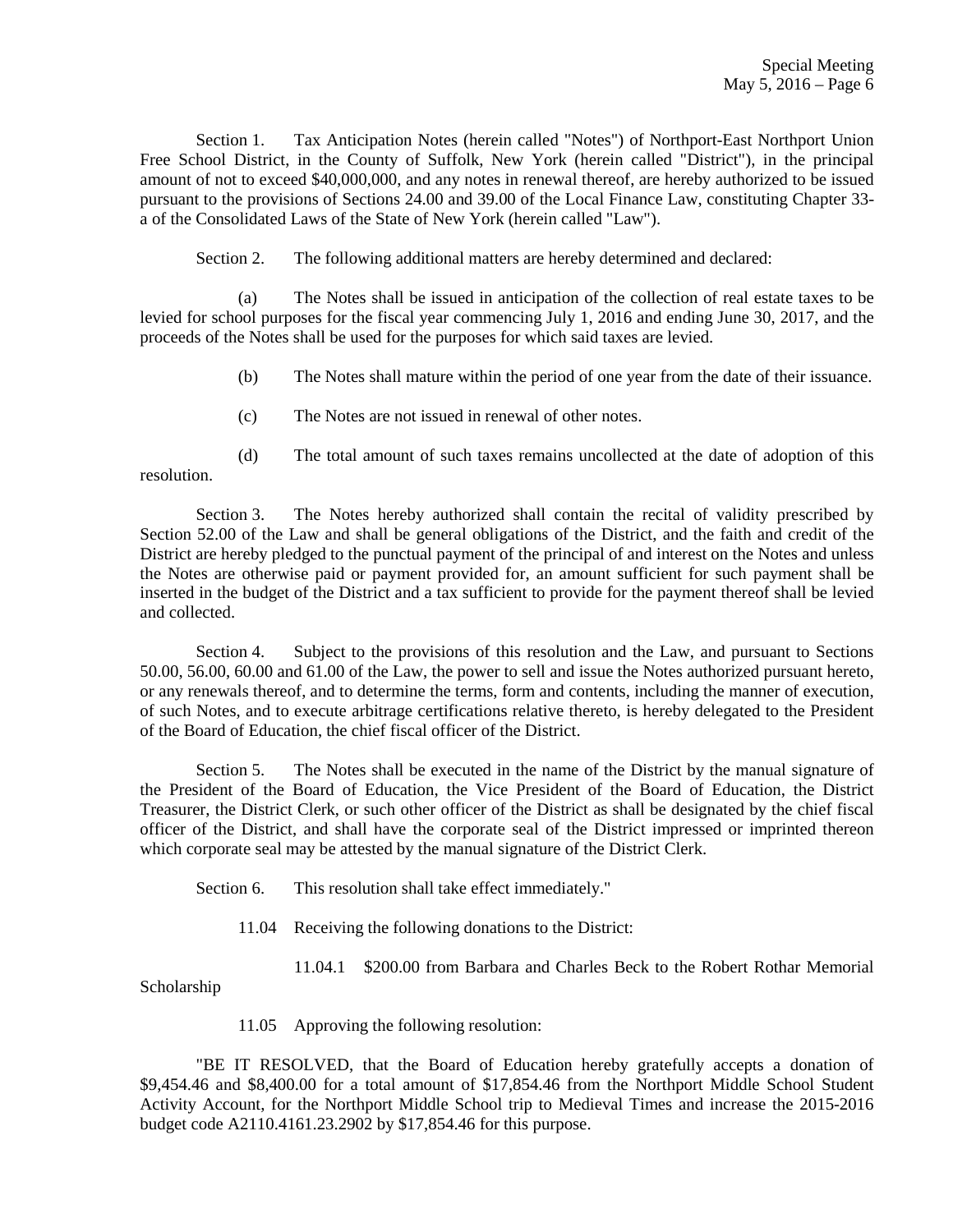Section 1. Tax Anticipation Notes (herein called "Notes") of Northport-East Northport Union Free School District, in the County of Suffolk, New York (herein called "District"), in the principal amount of not to exceed $40,000,000, and any notes in renewal thereof, are hereby authorized to be issued pursuant to the provisions of Sections 24.00 and 39.00 of the Local Finance Law, constituting Chapter 33-a of the Consolidated Laws of the State of New York (herein called "Law").

Section 2. The following additional matters are hereby determined and declared:

(a) The Notes shall be issued in anticipation of the collection of real estate taxes to be levied for school purposes for the fiscal year commencing July 1, 2016 and ending June 30, 2017, and the proceeds of the Notes shall be used for the purposes for which said taxes are levied.

(b) The Notes shall mature within the period of one year from the date of their issuance.

(c) The Notes are not issued in renewal of other notes.

(d) The total amount of such taxes remains uncollected at the date of adoption of this resolution.

Section 3. The Notes hereby authorized shall contain the recital of validity prescribed by Section 52.00 of the Law and shall be general obligations of the District, and the faith and credit of the District are hereby pledged to the punctual payment of the principal of and interest on the Notes and unless the Notes are otherwise paid or payment provided for, an amount sufficient for such payment shall be inserted in the budget of the District and a tax sufficient to provide for the payment thereof shall be levied and collected.

Section 4. Subject to the provisions of this resolution and the Law, and pursuant to Sections 50.00, 56.00, 60.00 and 61.00 of the Law, the power to sell and issue the Notes authorized pursuant hereto, or any renewals thereof, and to determine the terms, form and contents, including the manner of execution, of such Notes, and to execute arbitrage certifications relative thereto, is hereby delegated to the President of the Board of Education, the chief fiscal officer of the District.

Section 5. The Notes shall be executed in the name of the District by the manual signature of the President of the Board of Education, the Vice President of the Board of Education, the District Treasurer, the District Clerk, or such other officer of the District as shall be designated by the chief fiscal officer of the District, and shall have the corporate seal of the District impressed or imprinted thereon which corporate seal may be attested by the manual signature of the District Clerk.

Section 6. This resolution shall take effect immediately."

11.04 Receiving the following donations to the District:

11.04.1 $200.00 from Barbara and Charles Beck to the Robert Rothar Memorial Scholarship

11.05 Approving the following resolution:

"BE IT RESOLVED, that the Board of Education hereby gratefully accepts a donation of $9,454.46 and $8,400.00 for a total amount of $17,854.46 from the Northport Middle School Student Activity Account, for the Northport Middle School trip to Medieval Times and increase the 2015-2016 budget code A2110.4161.23.2902 by $17,854.46 for this purpose.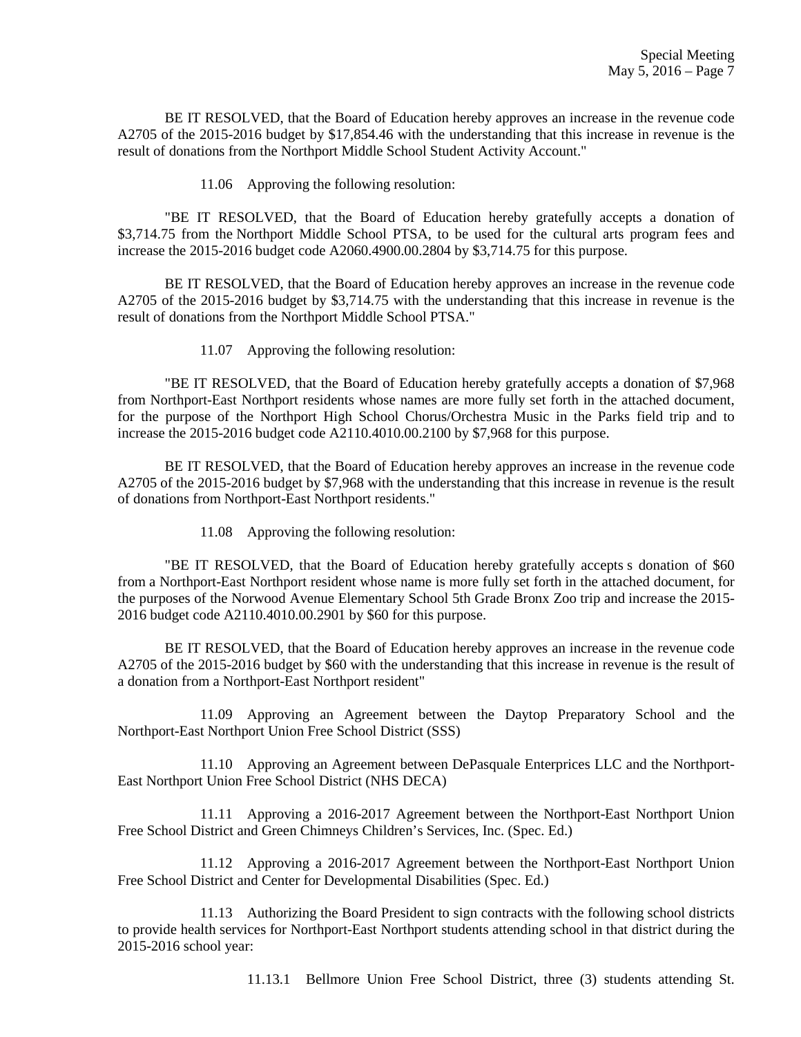BE IT RESOLVED, that the Board of Education hereby approves an increase in the revenue code A2705 of the 2015-2016 budget by $17,854.46 with the understanding that this increase in revenue is the result of donations from the Northport Middle School Student Activity Account."

11.06 Approving the following resolution:

"BE IT RESOLVED, that the Board of Education hereby gratefully accepts a donation of $3,714.75 from the Northport Middle School PTSA, to be used for the cultural arts program fees and increase the 2015-2016 budget code A2060.4900.00.2804 by $3,714.75 for this purpose.

BE IT RESOLVED, that the Board of Education hereby approves an increase in the revenue code A2705 of the 2015-2016 budget by $3,714.75 with the understanding that this increase in revenue is the result of donations from the Northport Middle School PTSA."

11.07 Approving the following resolution:

"BE IT RESOLVED, that the Board of Education hereby gratefully accepts a donation of $7,968 from Northport-East Northport residents whose names are more fully set forth in the attached document, for the purpose of the Northport High School Chorus/Orchestra Music in the Parks field trip and to increase the 2015-2016 budget code A2110.4010.00.2100 by $7,968 for this purpose.

BE IT RESOLVED, that the Board of Education hereby approves an increase in the revenue code A2705 of the 2015-2016 budget by $7,968 with the understanding that this increase in revenue is the result of donations from Northport-East Northport residents."

11.08 Approving the following resolution:

"BE IT RESOLVED, that the Board of Education hereby gratefully accepts s donation of $60 from a Northport-East Northport resident whose name is more fully set forth in the attached document, for the purposes of the Norwood Avenue Elementary School 5th Grade Bronx Zoo trip and increase the 2015-2016 budget code A2110.4010.00.2901 by $60 for this purpose.

BE IT RESOLVED, that the Board of Education hereby approves an increase in the revenue code A2705 of the 2015-2016 budget by $60 with the understanding that this increase in revenue is the result of a donation from a Northport-East Northport resident"

11.09 Approving an Agreement between the Daytop Preparatory School and the Northport-East Northport Union Free School District (SSS)

11.10 Approving an Agreement between DePasquale Enterprices LLC and the Northport-East Northport Union Free School District (NHS DECA)

11.11 Approving a 2016-2017 Agreement between the Northport-East Northport Union Free School District and Green Chimneys Children's Services, Inc. (Spec. Ed.)

11.12 Approving a 2016-2017 Agreement between the Northport-East Northport Union Free School District and Center for Developmental Disabilities (Spec. Ed.)

11.13 Authorizing the Board President to sign contracts with the following school districts to provide health services for Northport-East Northport students attending school in that district during the 2015-2016 school year:

11.13.1 Bellmore Union Free School District, three (3) students attending St.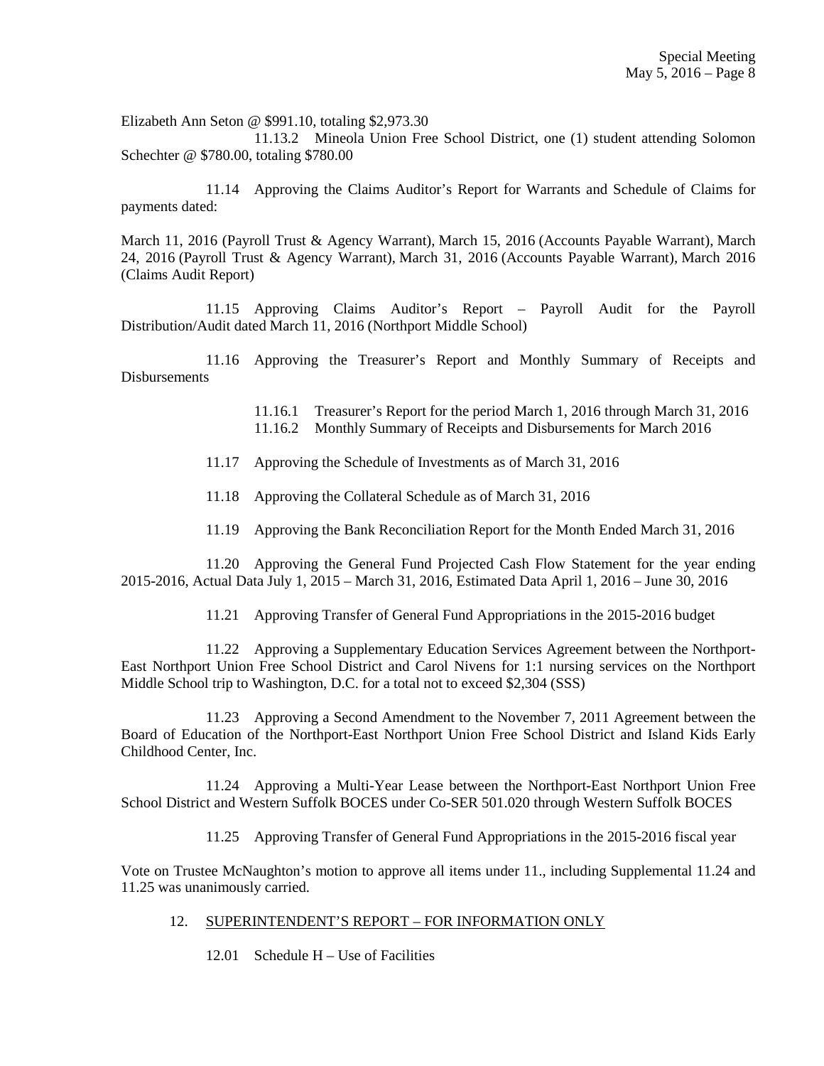Elizabeth Ann Seton @ $991.10, totaling $2,973.30

11.13.2 Mineola Union Free School District, one (1) student attending Solomon Schechter @ $780.00, totaling $780.00

11.14 Approving the Claims Auditor's Report for Warrants and Schedule of Claims for payments dated:

March 11, 2016 (Payroll Trust & Agency Warrant), March 15, 2016 (Accounts Payable Warrant), March 24, 2016 (Payroll Trust & Agency Warrant), March 31, 2016 (Accounts Payable Warrant), March 2016 (Claims Audit Report)

11.15 Approving Claims Auditor's Report – Payroll Audit for the Payroll Distribution/Audit dated March 11, 2016 (Northport Middle School)

11.16 Approving the Treasurer's Report and Monthly Summary of Receipts and Disbursements

11.16.1 Treasurer's Report for the period March 1, 2016 through March 31, 2016
11.16.2 Monthly Summary of Receipts and Disbursements for March 2016

11.17 Approving the Schedule of Investments as of March 31, 2016

11.18 Approving the Collateral Schedule as of March 31, 2016

11.19 Approving the Bank Reconciliation Report for the Month Ended March 31, 2016

11.20 Approving the General Fund Projected Cash Flow Statement for the year ending 2015-2016, Actual Data July 1, 2015 – March 31, 2016, Estimated Data April 1, 2016 – June 30, 2016

11.21 Approving Transfer of General Fund Appropriations in the 2015-2016 budget

11.22 Approving a Supplementary Education Services Agreement between the Northport-East Northport Union Free School District and Carol Nivens for 1:1 nursing services on the Northport Middle School trip to Washington, D.C. for a total not to exceed $2,304 (SSS)

11.23 Approving a Second Amendment to the November 7, 2011 Agreement between the Board of Education of the Northport-East Northport Union Free School District and Island Kids Early Childhood Center, Inc.

11.24 Approving a Multi-Year Lease between the Northport-East Northport Union Free School District and Western Suffolk BOCES under Co-SER 501.020 through Western Suffolk BOCES

11.25 Approving Transfer of General Fund Appropriations in the 2015-2016 fiscal year

Vote on Trustee McNaughton's motion to approve all items under 11., including Supplemental 11.24 and 11.25 was unanimously carried.

12. SUPERINTENDENT'S REPORT – FOR INFORMATION ONLY

12.01 Schedule H – Use of Facilities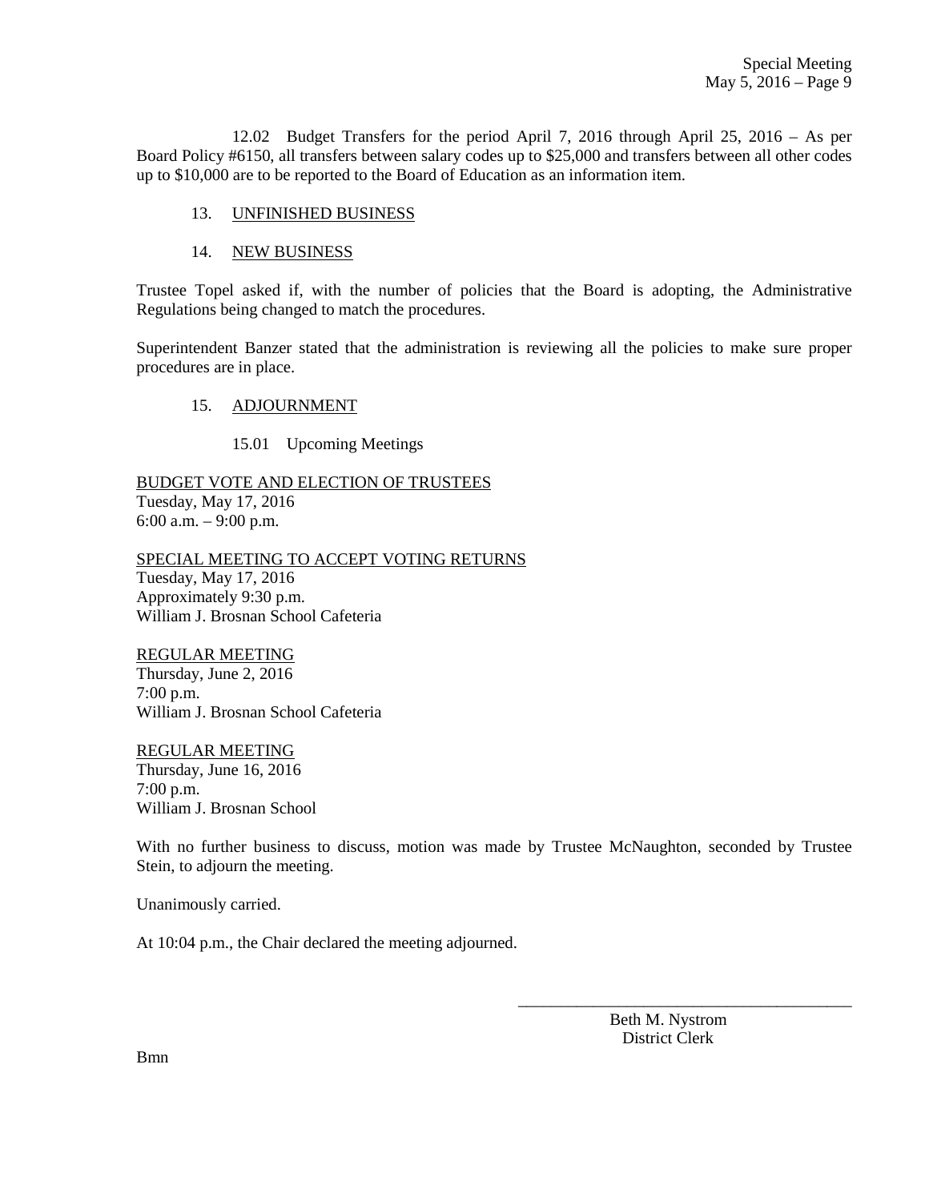12.02 Budget Transfers for the period April 7, 2016 through April 25, 2016 – As per Board Policy #6150, all transfers between salary codes up to $25,000 and transfers between all other codes up to $10,000 are to be reported to the Board of Education as an information item.

13. UNFINISHED BUSINESS

14. NEW BUSINESS

Trustee Topel asked if, with the number of policies that the Board is adopting, the Administrative Regulations being changed to match the procedures.

Superintendent Banzer stated that the administration is reviewing all the policies to make sure proper procedures are in place.

15. ADJOURNMENT

15.01 Upcoming Meetings

BUDGET VOTE AND ELECTION OF TRUSTEES
Tuesday, May 17, 2016
6:00 a.m. – 9:00 p.m.

SPECIAL MEETING TO ACCEPT VOTING RETURNS
Tuesday, May 17, 2016
Approximately 9:30 p.m.
William J. Brosnan School Cafeteria

REGULAR MEETING
Thursday, June 2, 2016
7:00 p.m.
William J. Brosnan School Cafeteria

REGULAR MEETING
Thursday, June 16, 2016
7:00 p.m.
William J. Brosnan School

With no further business to discuss, motion was made by Trustee McNaughton, seconded by Trustee Stein, to adjourn the meeting.

Unanimously carried.

At 10:04 p.m., the Chair declared the meeting adjourned.

\_\_\_\_\_\_\_\_\_\_\_\_\_\_\_\_\_\_\_\_\_\_\_\_\_\_\_\_\_\_\_\_\_\_\_\_\_\_\_\_

Beth M. Nystrom
District Clerk

Bmn